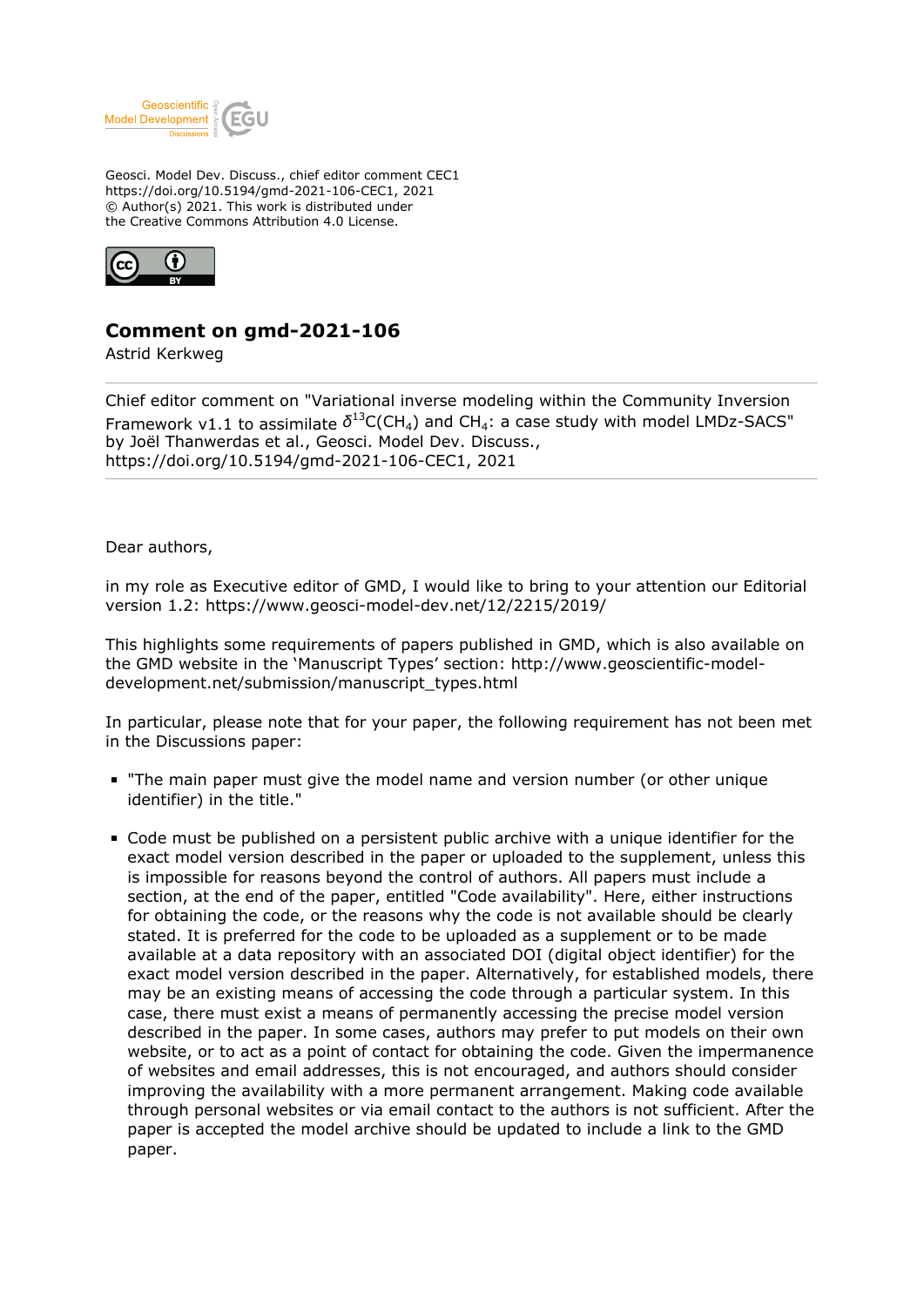Geosci. Model Dev. Discuss., chief editor comment CEC1
https://doi.org/10.5194/gmd-2021-106-CEC1, 2021
© Author(s) 2021. This work is distributed under
the Creative Commons Attribution 4.0 License.

## Comment on gmd-2021-106

Astrid Kerkweg

---

Chief editor comment on "Variational inverse modeling within the Community Inversion Framework v1.1 to assimilate $\delta^{13}C(CH_4)$ and $CH_4$: a case study with model LMDz-SACS" by Joël Thanwerdas et al., Geosci. Model Dev. Discuss., https://doi.org/10.5194/gmd-2021-106-CEC1, 2021

---

Dear authors,

in my role as Executive editor of GMD, I would like to bring to your attention our Editorial version 1.2: https://www.geosci-model-dev.net/12/2215/2019/

This highlights some requirements of papers published in GMD, which is also available on the GMD website in the 'Manuscript Types' section: http://www.geoscientific-model-development.net/submission/manuscript_types.html

In particular, please note that for your paper, the following requirement has not been met in the Discussions paper:

- "The main paper must give the model name and version number (or other unique identifier) in the title."
- Code must be published on a persistent public archive with a unique identifier for the exact model version described in the paper or uploaded to the supplement, unless this is impossible for reasons beyond the control of authors. All papers must include a section, at the end of the paper, entitled "Code availability". Here, either instructions for obtaining the code, or the reasons why the code is not available should be clearly stated. It is preferred for the code to be uploaded as a supplement or to be made available at a data repository with an associated DOI (digital object identifier) for the exact model version described in the paper. Alternatively, for established models, there may be an existing means of accessing the code through a particular system. In this case, there must exist a means of permanently accessing the precise model version described in the paper. In some cases, authors may prefer to put models on their own website, or to act as a point of contact for obtaining the code. Given the impermanence of websites and email addresses, this is not encouraged, and authors should consider improving the availability with a more permanent arrangement. Making code available through personal websites or via email contact to the authors is not sufficient. After the paper is accepted the model archive should be updated to include a link to the GMD paper.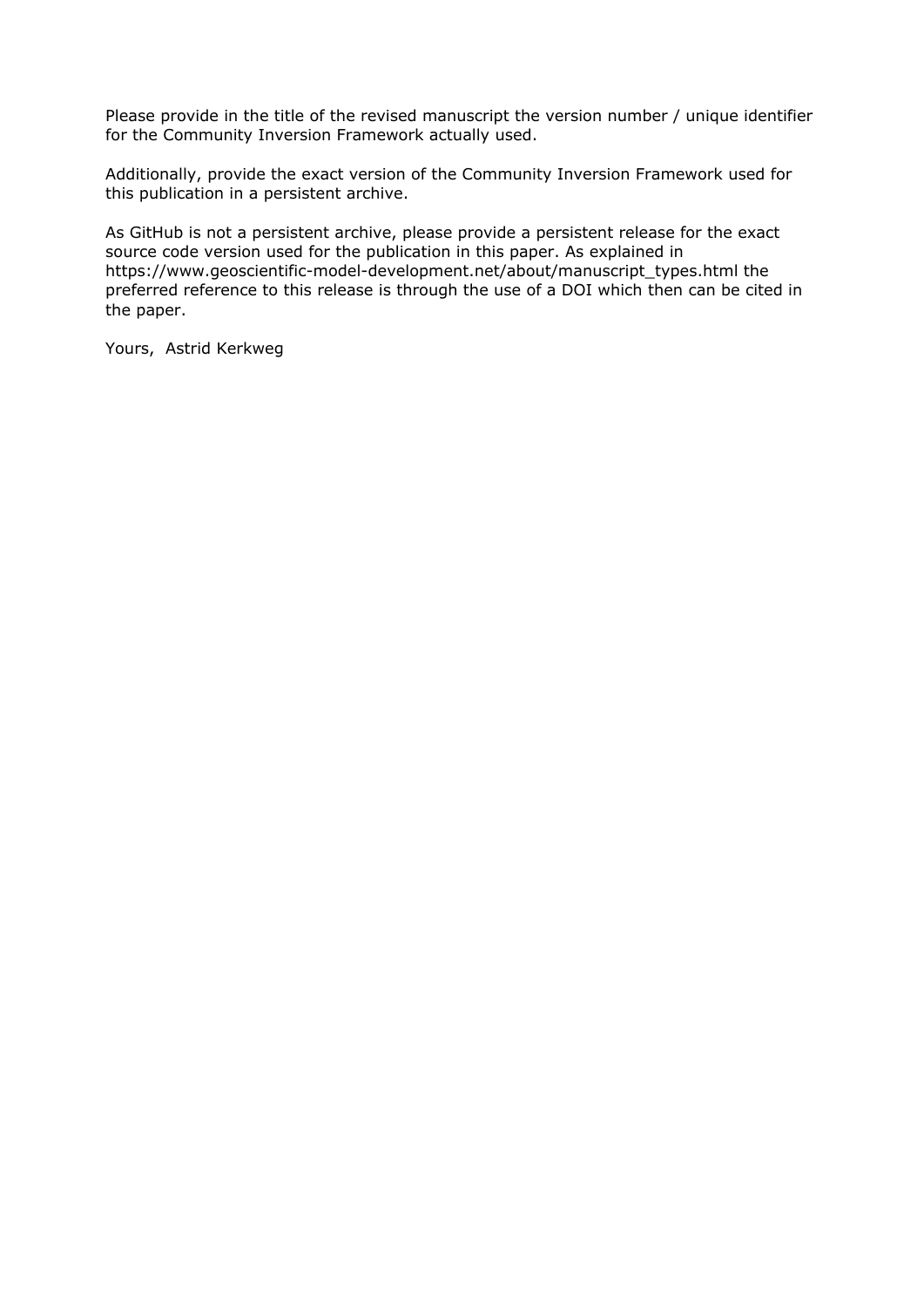Please provide in the title of the revised manuscript the version number / unique identifier for the Community Inversion Framework actually used.

Additionally, provide the exact version of the Community Inversion Framework used for this publication in a persistent archive.

As GitHub is not a persistent archive, please provide a persistent release for the exact source code version used for the publication in this paper. As explained in https://www.geoscientific-model-development.net/about/manuscript_types.html the preferred reference to this release is through the use of a DOI which then can be cited in the paper.

Yours, Astrid Kerkweg